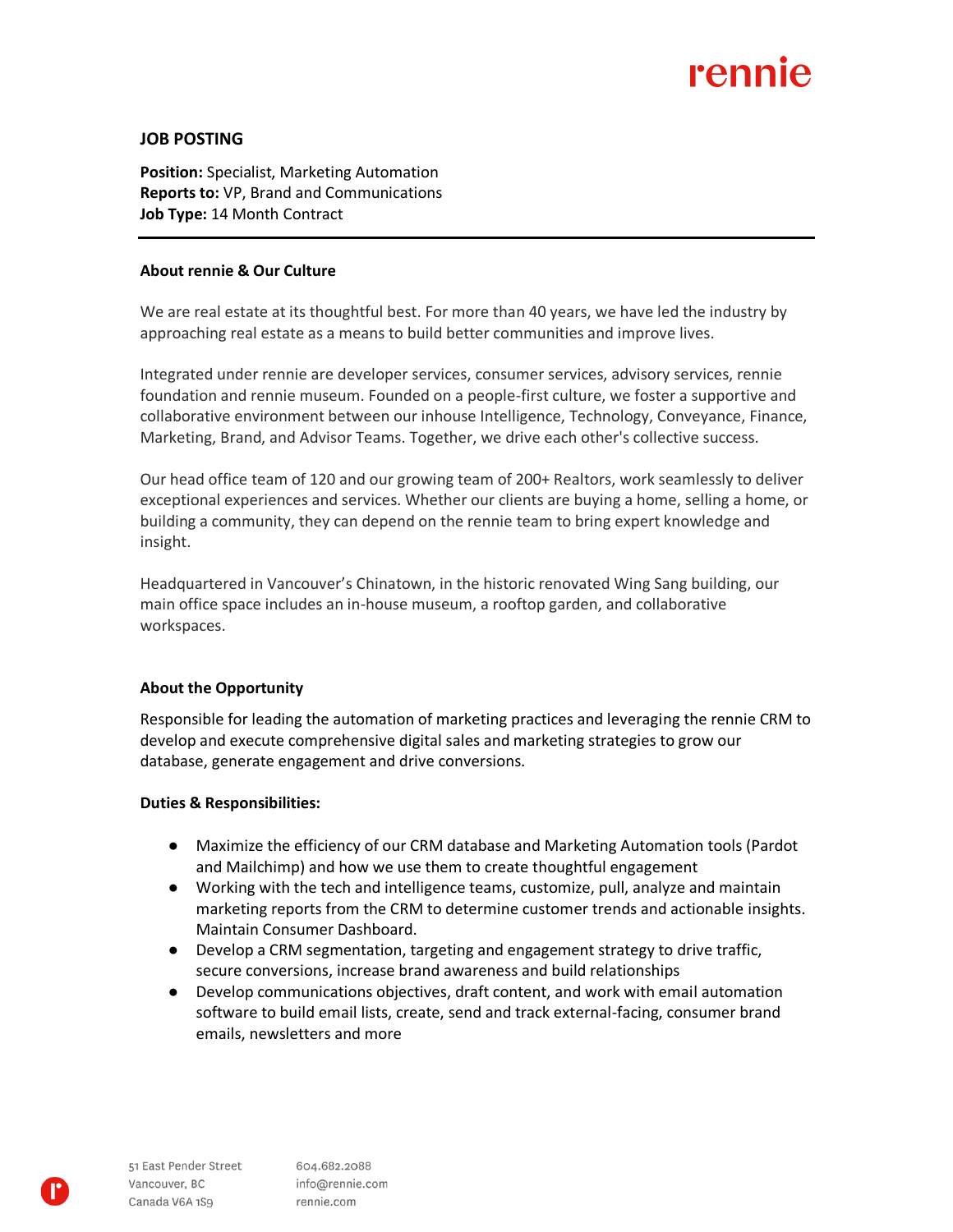# JOB POSTING

**Position:** Specialist, Marketing Automation
**Reports to:** VP, Brand and Communications
**Job Type:** 14 Month Contract

---

## About rennie & Our Culture

We are real estate at its thoughtful best. For more than 40 years, we have led the industry by approaching real estate as a means to build better communities and improve lives.

Integrated under rennie are developer services, consumer services, advisory services, rennie foundation and rennie museum. Founded on a people-first culture, we foster a supportive and collaborative environment between our inhouse Intelligence, Technology, Conveyance, Finance, Marketing, Brand, and Advisor Teams. Together, we drive each other's collective success.

Our head office team of 120 and our growing team of 200+ Realtors, work seamlessly to deliver exceptional experiences and services. Whether our clients are buying a home, selling a home, or building a community, they can depend on the rennie team to bring expert knowledge and insight.

Headquartered in Vancouver's Chinatown, in the historic renovated Wing Sang building, our main office space includes an in-house museum, a rooftop garden, and collaborative workspaces.

## About the Opportunity

Responsible for leading the automation of marketing practices and leveraging the rennie CRM to develop and execute comprehensive digital sales and marketing strategies to grow our database, generate engagement and drive conversions.

## Duties & Responsibilities:

- Maximize the efficiency of our CRM database and Marketing Automation tools (Pardot and Mailchimp) and how we use them to create thoughtful engagement
- Working with the tech and intelligence teams, customize, pull, analyze and maintain marketing reports from the CRM to determine customer trends and actionable insights. Maintain Consumer Dashboard.
- Develop a CRM segmentation, targeting and engagement strategy to drive traffic, secure conversions, increase brand awareness and build relationships
- Develop communications objectives, draft content, and work with email automation software to build email lists, create, send and track external-facing, consumer brand emails, newsletters and more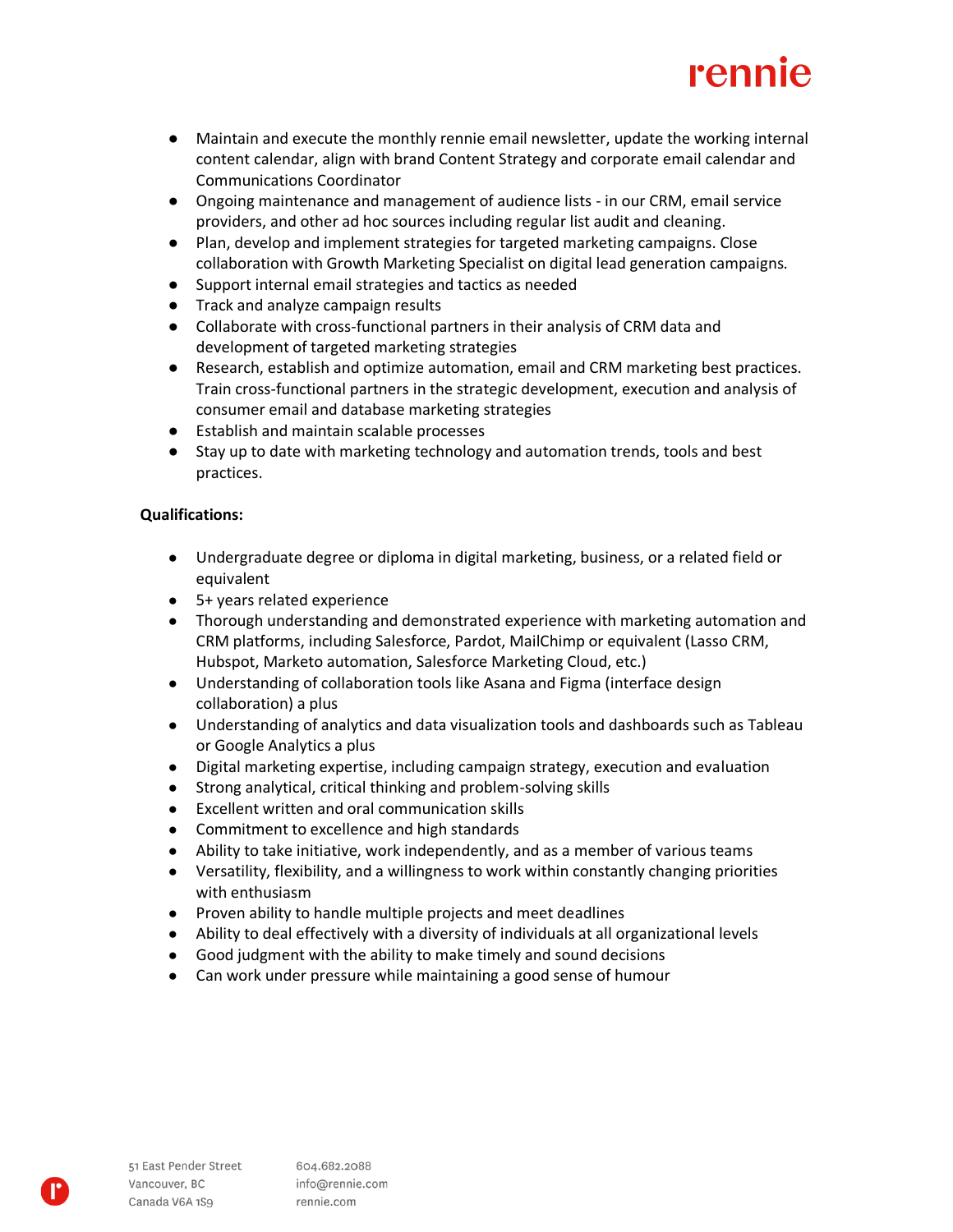- Maintain and execute the monthly rennie email newsletter, update the working internal content calendar, align with brand Content Strategy and corporate email calendar and Communications Coordinator
- Ongoing maintenance and management of audience lists - in our CRM, email service providers, and other ad hoc sources including regular list audit and cleaning.
- Plan, develop and implement strategies for targeted marketing campaigns. Close collaboration with Growth Marketing Specialist on digital lead generation campaigns.
- Support internal email strategies and tactics as needed
- Track and analyze campaign results
- Collaborate with cross-functional partners in their analysis of CRM data and development of targeted marketing strategies
- Research, establish and optimize automation, email and CRM marketing best practices. Train cross-functional partners in the strategic development, execution and analysis of consumer email and database marketing strategies
- Establish and maintain scalable processes
- Stay up to date with marketing technology and automation trends, tools and best practices.

**Qualifications:**

- Undergraduate degree or diploma in digital marketing, business, or a related field or equivalent
- 5+ years related experience
- Thorough understanding and demonstrated experience with marketing automation and CRM platforms, including Salesforce, Pardot, MailChimp or equivalent (Lasso CRM, Hubspot, Marketo automation, Salesforce Marketing Cloud, etc.)
- Understanding of collaboration tools like Asana and Figma (interface design collaboration) a plus
- Understanding of analytics and data visualization tools and dashboards such as Tableau or Google Analytics a plus
- Digital marketing expertise, including campaign strategy, execution and evaluation
- Strong analytical, critical thinking and problem-solving skills
- Excellent written and oral communication skills
- Commitment to excellence and high standards
- Ability to take initiative, work independently, and as a member of various teams
- Versatility, flexibility, and a willingness to work within constantly changing priorities with enthusiasm
- Proven ability to handle multiple projects and meet deadlines
- Ability to deal effectively with a diversity of individuals at all organizational levels
- Good judgment with the ability to make timely and sound decisions
- Can work under pressure while maintaining a good sense of humour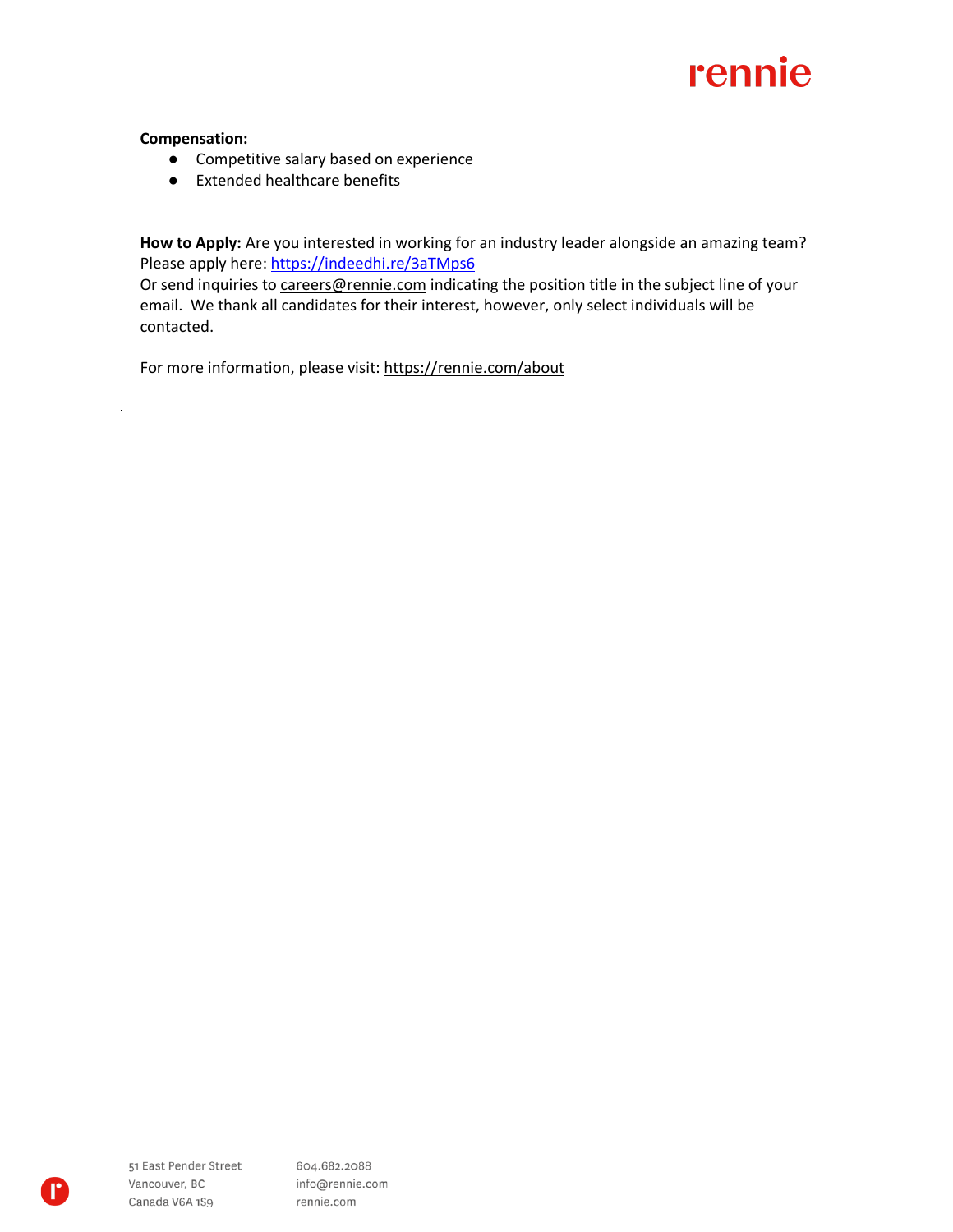**Compensation:**

- Competitive salary based on experience
- Extended healthcare benefits

**How to Apply:** Are you interested in working for an industry leader alongside an amazing team? Please apply here: https://indeedhi.re/3aTMps6
Or send inquiries to careers@rennie.com indicating the position title in the subject line of your email. We thank all candidates for their interest, however, only select individuals will be contacted.

For more information, please visit: https://rennie.com/about